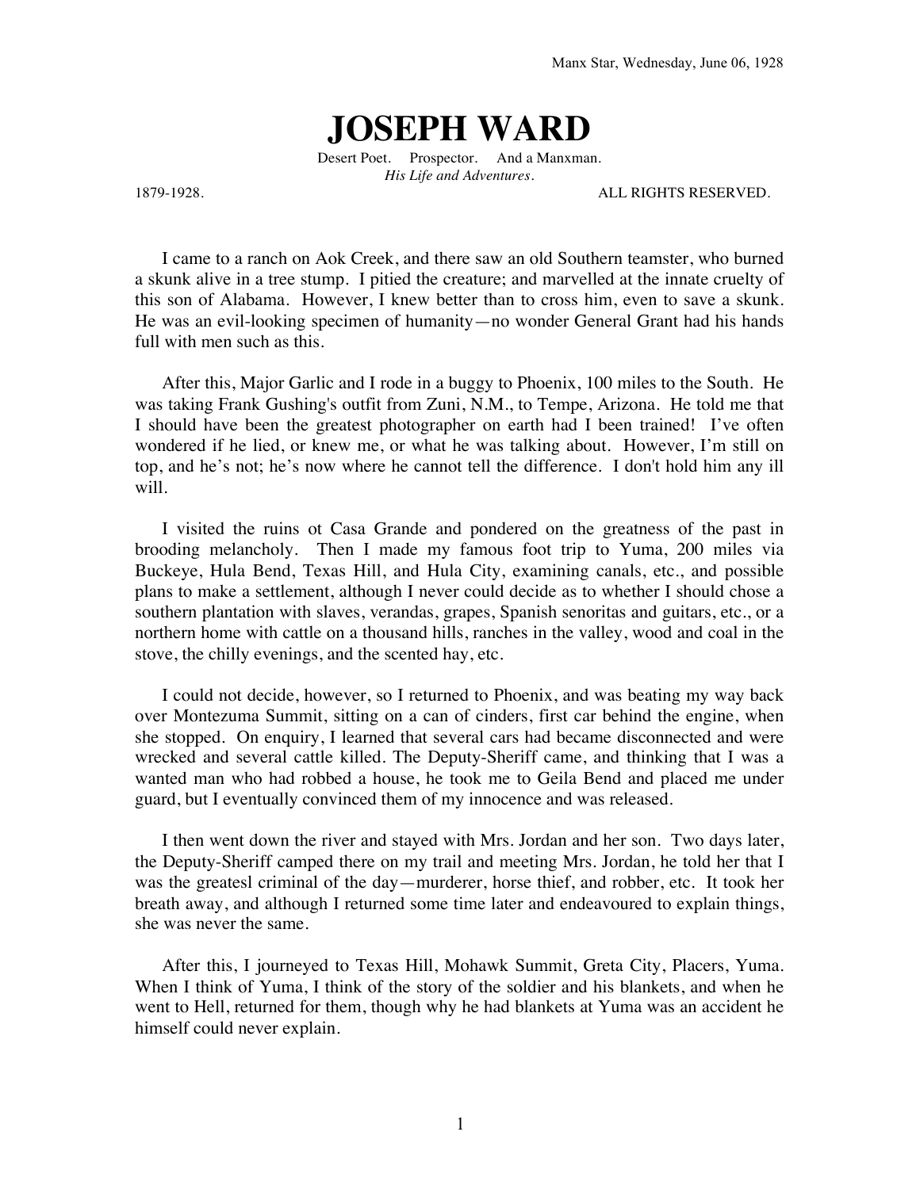Manx Star, Wednesday, June 06, 1928

# JOSEPH WARD

Desert Poet. Prospector. And a Manxman.
*His Life and Adventures.*

1879-1928. ALL RIGHTS RESERVED.

I came to a ranch on Aok Creek, and there saw an old Southern teamster, who burned a skunk alive in a tree stump. I pitied the creature; and marvelled at the innate cruelty of this son of Alabama. However, I knew better than to cross him, even to save a skunk. He was an evil-looking specimen of humanity—no wonder General Grant had his hands full with men such as this.

After this, Major Garlic and I rode in a buggy to Phoenix, 100 miles to the South. He was taking Frank Gushing's outfit from Zuni, N.M., to Tempe, Arizona. He told me that I should have been the greatest photographer on earth had I been trained! I've often wondered if he lied, or knew me, or what he was talking about. However, I'm still on top, and he's not; he's now where he cannot tell the difference. I don't hold him any ill will.

I visited the ruins ot Casa Grande and pondered on the greatness of the past in brooding melancholy. Then I made my famous foot trip to Yuma, 200 miles via Buckeye, Hula Bend, Texas Hill, and Hula City, examining canals, etc., and possible plans to make a settlement, although I never could decide as to whether I should chose a southern plantation with slaves, verandas, grapes, Spanish senoritas and guitars, etc., or a northern home with cattle on a thousand hills, ranches in the valley, wood and coal in the stove, the chilly evenings, and the scented hay, etc.

I could not decide, however, so I returned to Phoenix, and was beating my way back over Montezuma Summit, sitting on a can of cinders, first car behind the engine, when she stopped. On enquiry, I learned that several cars had became disconnected and were wrecked and several cattle killed. The Deputy-Sheriff came, and thinking that I was a wanted man who had robbed a house, he took me to Geila Bend and placed me under guard, but I eventually convinced them of my innocence and was released.

I then went down the river and stayed with Mrs. Jordan and her son. Two days later, the Deputy-Sheriff camped there on my trail and meeting Mrs. Jordan, he told her that I was the greatesl criminal of the day—murderer, horse thief, and robber, etc. It took her breath away, and although I returned some time later and endeavoured to explain things, she was never the same.

After this, I journeyed to Texas Hill, Mohawk Summit, Greta City, Placers, Yuma. When I think of Yuma, I think of the story of the soldier and his blankets, and when he went to Hell, returned for them, though why he had blankets at Yuma was an accident he himself could never explain.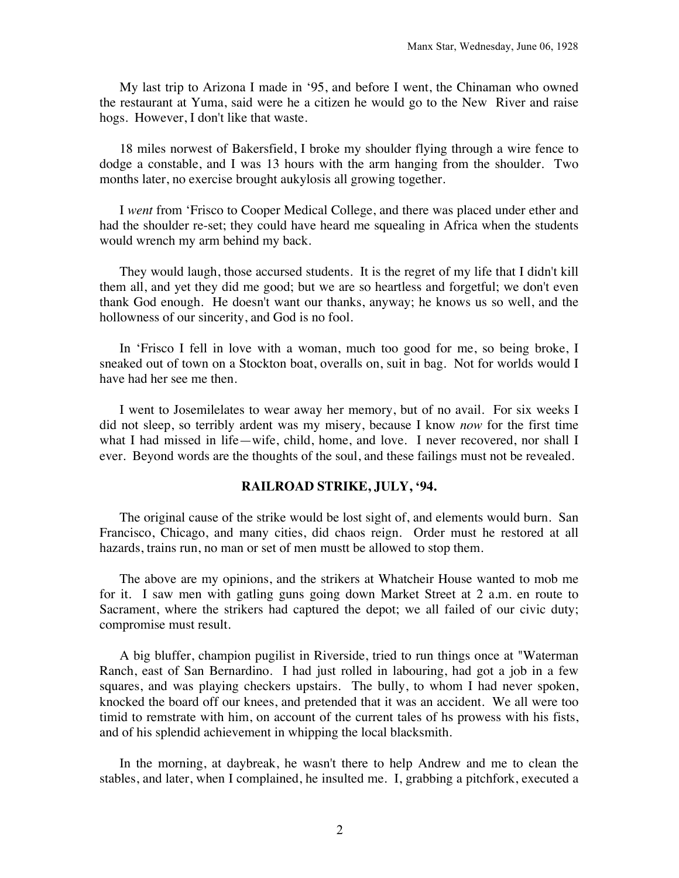My last trip to Arizona I made in '95, and before I went, the Chinaman who owned the restaurant at Yuma, said were he a citizen he would go to the New River and raise hogs. However, I don't like that waste.

18 miles norwest of Bakersfield, I broke my shoulder flying through a wire fence to dodge a constable, and I was 13 hours with the arm hanging from the shoulder. Two months later, no exercise brought aukylosis all growing together.

I *went* from 'Frisco to Cooper Medical College, and there was placed under ether and had the shoulder re-set; they could have heard me squealing in Africa when the students would wrench my arm behind my back.

They would laugh, those accursed students. It is the regret of my life that I didn't kill them all, and yet they did me good; but we are so heartless and forgetful; we don't even thank God enough. He doesn't want our thanks, anyway; he knows us so well, and the hollowness of our sincerity, and God is no fool.

In 'Frisco I fell in love with a woman, much too good for me, so being broke, I sneaked out of town on a Stockton boat, overalls on, suit in bag. Not for worlds would I have had her see me then.

I went to Josemilelates to wear away her memory, but of no avail. For six weeks I did not sleep, so terribly ardent was my misery, because I know *now* for the first time what I had missed in life—wife, child, home, and love. I never recovered, nor shall I ever. Beyond words are the thoughts of the soul, and these failings must not be revealed.

**RAILROAD STRIKE, JULY, '94.**

The original cause of the strike would be lost sight of, and elements would burn. San Francisco, Chicago, and many cities, did chaos reign. Order must he restored at all hazards, trains run, no man or set of men mustt be allowed to stop them.

The above are my opinions, and the strikers at Whatcheir House wanted to mob me for it. I saw men with gatling guns going down Market Street at 2 a.m. en route to Sacrament, where the strikers had captured the depot; we all failed of our civic duty; compromise must result.

A big bluffer, champion pugilist in Riverside, tried to run things once at "Waterman Ranch, east of San Bernardino. I had just rolled in labouring, had got a job in a few squares, and was playing checkers upstairs. The bully, to whom I had never spoken, knocked the board off our knees, and pretended that it was an accident. We all were too timid to remstrate with him, on account of the current tales of hs prowess with his fists, and of his splendid achievement in whipping the local blacksmith.

In the morning, at daybreak, he wasn't there to help Andrew and me to clean the stables, and later, when I complained, he insulted me. I, grabbing a pitchfork, executed a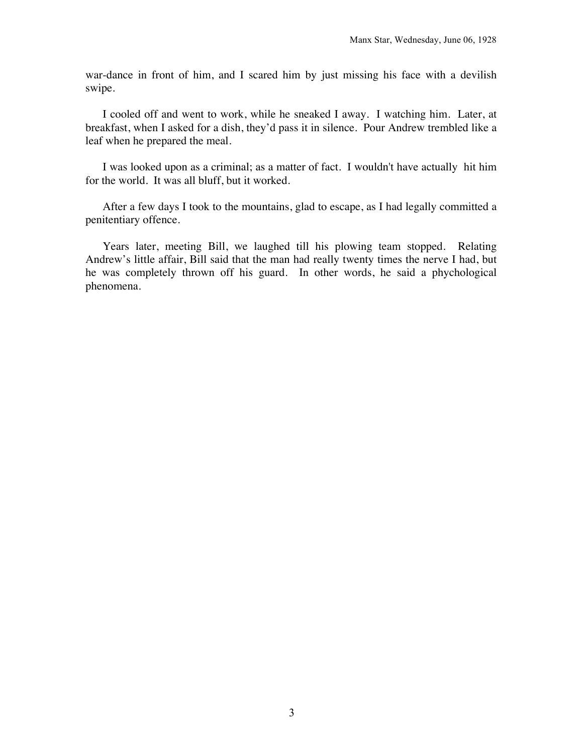war-dance in front of him, and I scared him by just missing his face with a devilish swipe.

I cooled off and went to work, while he sneaked I away. I watching him. Later, at breakfast, when I asked for a dish, they'd pass it in silence. Pour Andrew trembled like a leaf when he prepared the meal.

I was looked upon as a criminal; as a matter of fact. I wouldn't have actually hit him for the world. It was all bluff, but it worked.

After a few days I took to the mountains, glad to escape, as I had legally committed a penitentiary offence.

Years later, meeting Bill, we laughed till his plowing team stopped. Relating Andrew's little affair, Bill said that the man had really twenty times the nerve I had, but he was completely thrown off his guard. In other words, he said a phychological phenomena.